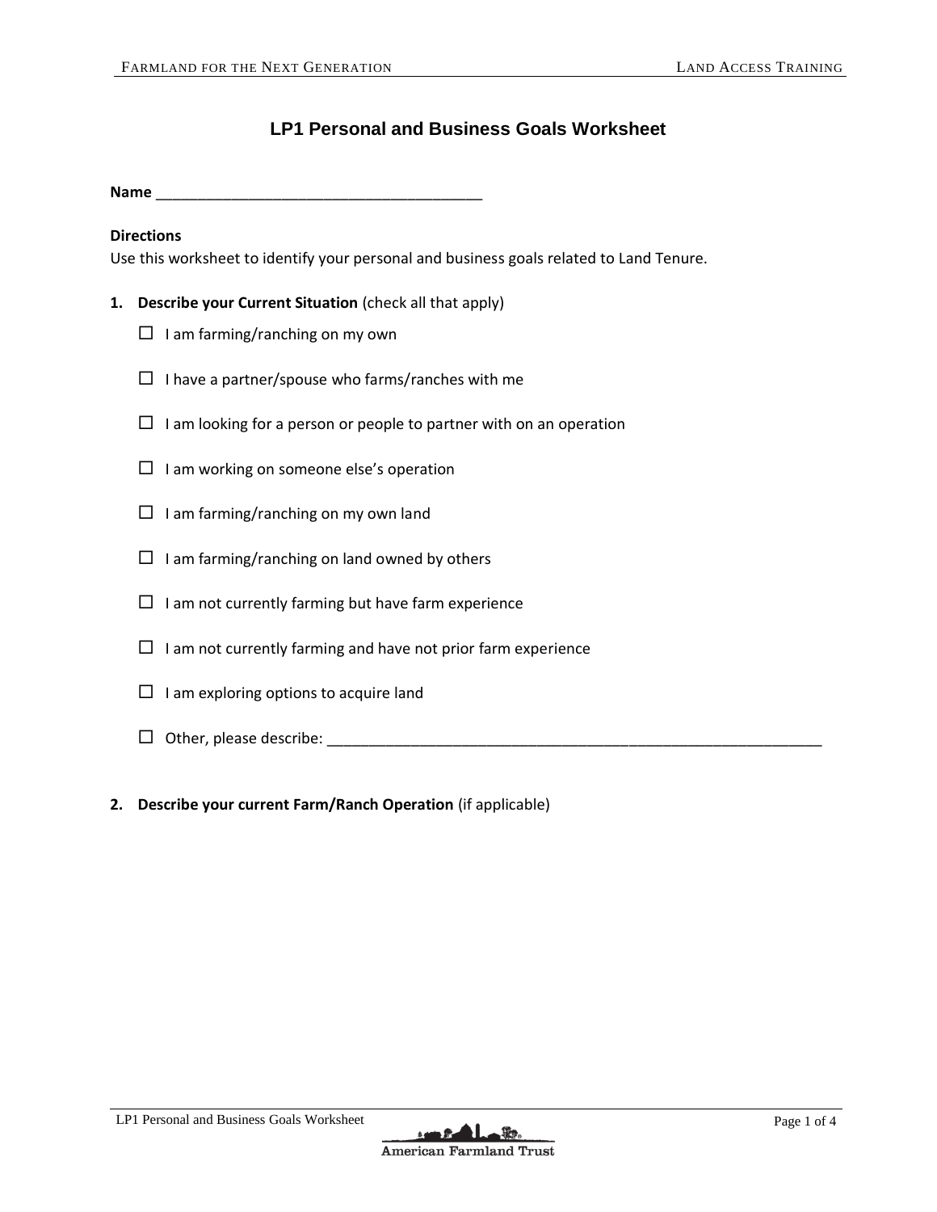# LP1 Personal and Business Goals Worksheet

**Name** ________________________________________

**Directions**

Use this worksheet to identify your personal and business goals related to Land Tenure.

1. **Describe your Current Situation** (check all that apply)

   - ☐ I am farming/ranching on my own
   - ☐ I have a partner/spouse who farms/ranches with me
   - ☐ I am looking for a person or people to partner with on an operation
   - ☐ I am working on someone else's operation
   - ☐ I am farming/ranching on my own land
   - ☐ I am farming/ranching on land owned by others
   - ☐ I am not currently farming but have farm experience
   - ☐ I am not currently farming and have not prior farm experience
   - ☐ I am exploring options to acquire land
   - ☐ Other, please describe: ______________________________________________________________

2. **Describe your current Farm/Ranch Operation** (if applicable)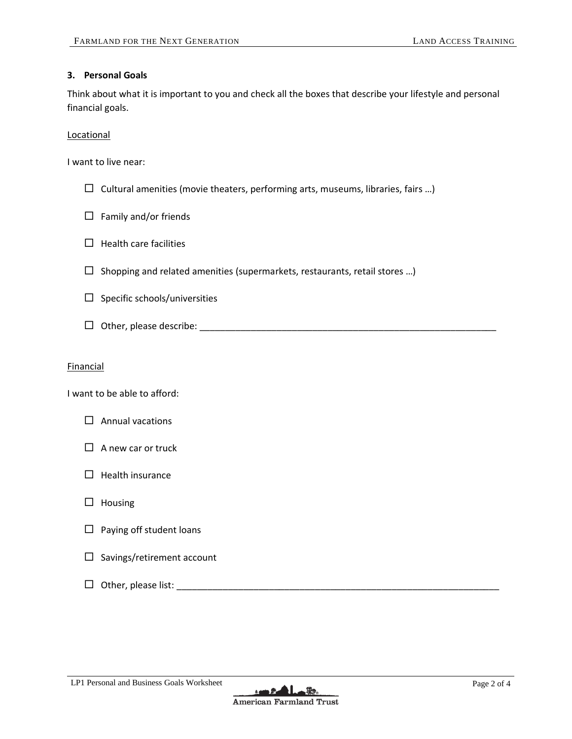### 3. Personal Goals

Think about what it is important to you and check all the boxes that describe your lifestyle and personal financial goals.

<u>Locational</u>

I want to live near:

- ☐ Cultural amenities (movie theaters, performing arts, museums, libraries, fairs …)
- ☐ Family and/or friends
- ☐ Health care facilities
- ☐ Shopping and related amenities (supermarkets, restaurants, retail stores …)
- ☐ Specific schools/universities
- ☐ Other, please describe: ______________________________________________________________

<u>Financial</u>

I want to be able to afford:

- ☐ Annual vacations
- ☐ A new car or truck
- ☐ Health insurance
- ☐ Housing
- ☐ Paying off student loans
- ☐ Savings/retirement account
- ☐ Other, please list: ____________________________________________________________________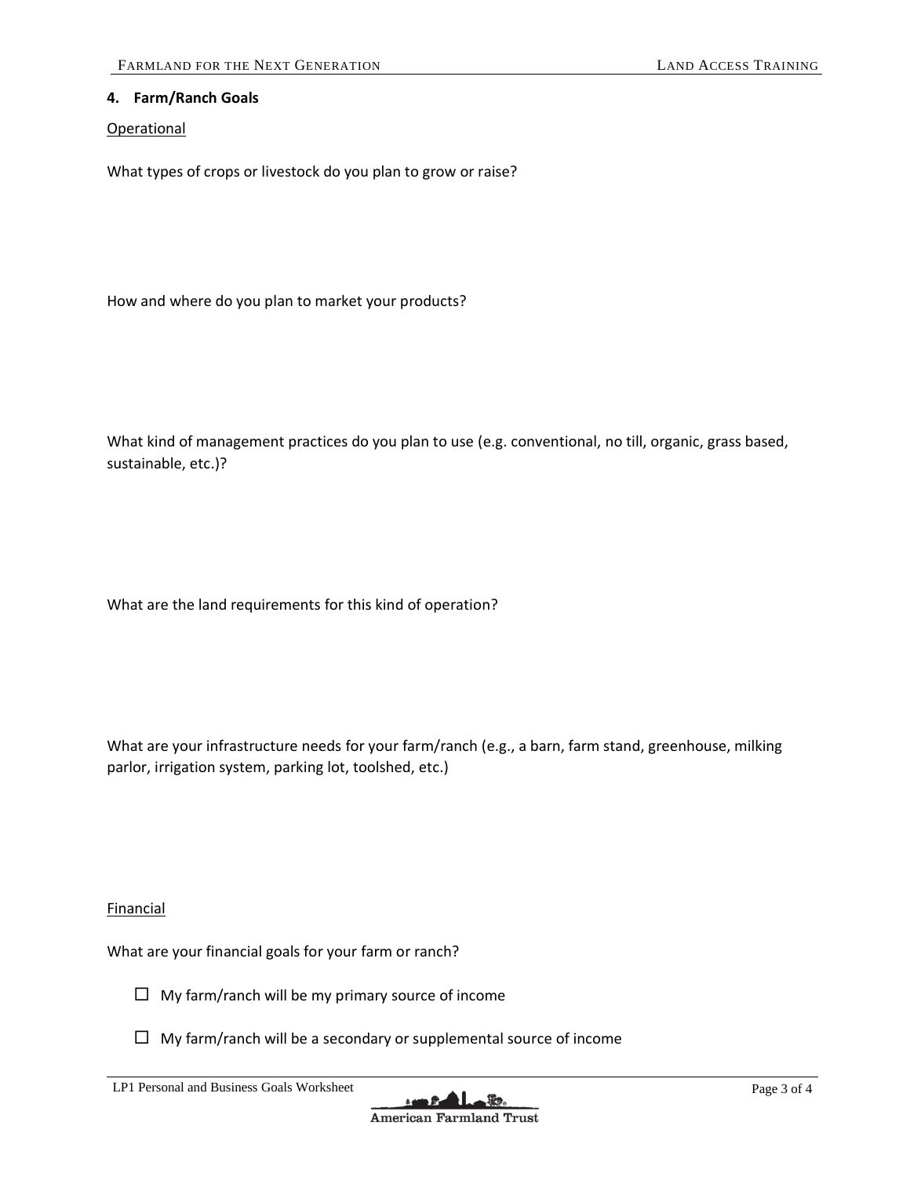## 4. Farm/Ranch Goals

Operational

What types of crops or livestock do you plan to grow or raise?

How and where do you plan to market your products?

What kind of management practices do you plan to use (e.g. conventional, no till, organic, grass based, sustainable, etc.)?

What are the land requirements for this kind of operation?

What are your infrastructure needs for your farm/ranch (e.g., a barn, farm stand, greenhouse, milking parlor, irrigation system, parking lot, toolshed, etc.)

Financial

What are your financial goals for your farm or ranch?

- ☐ My farm/ranch will be my primary source of income
- ☐ My farm/ranch will be a secondary or supplemental source of income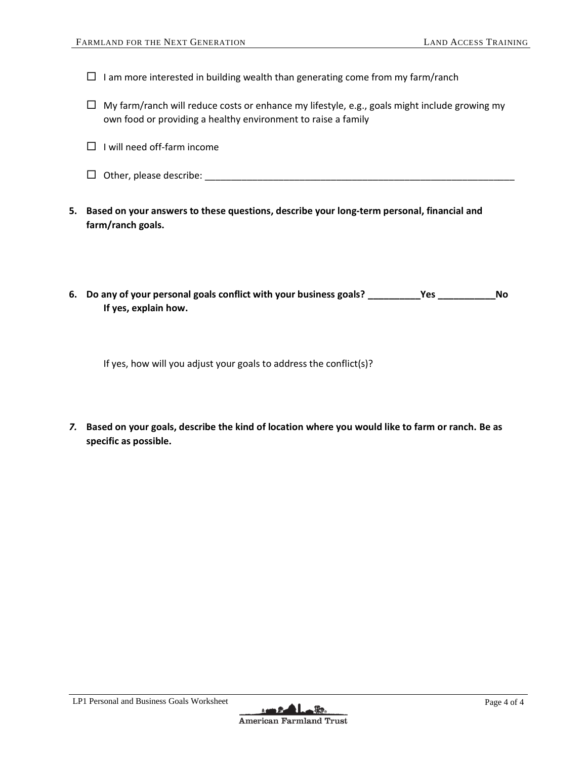- ☐ I am more interested in building wealth than generating come from my farm/ranch
- ☐ My farm/ranch will reduce costs or enhance my lifestyle, e.g., goals might include growing my own food or providing a healthy environment to raise a family
- ☐ I will need off-farm income
- ☐ Other, please describe: _______________________________________________________________

**5. Based on your answers to these questions, describe your long-term personal, financial and farm/ranch goals.**

**6. Do any of your personal goals conflict with your business goals? __________Yes ___________No**
**If yes, explain how.**

If yes, how will you adjust your goals to address the conflict(s)?

***7.*** **Based on your goals, describe the kind of location where you would like to farm or ranch. Be as specific as possible.**